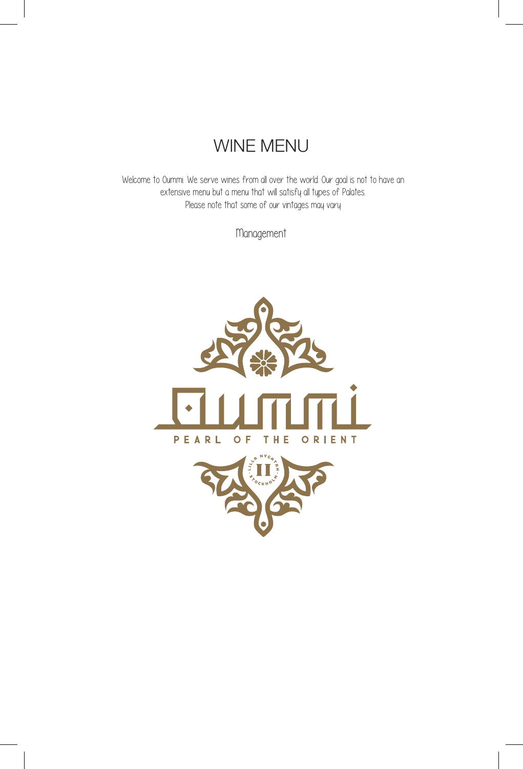# WINE MENU

Welcome to Oummi. We serve wines from all over the world. Our goal is not to have an extensive menu but a menu that will satisfy all types of Palates.
Please note that some of our vintages may vary

Management

Oummi

PEARL OF THE ORIENT

LILLA NYGATAN II STOCKHOLM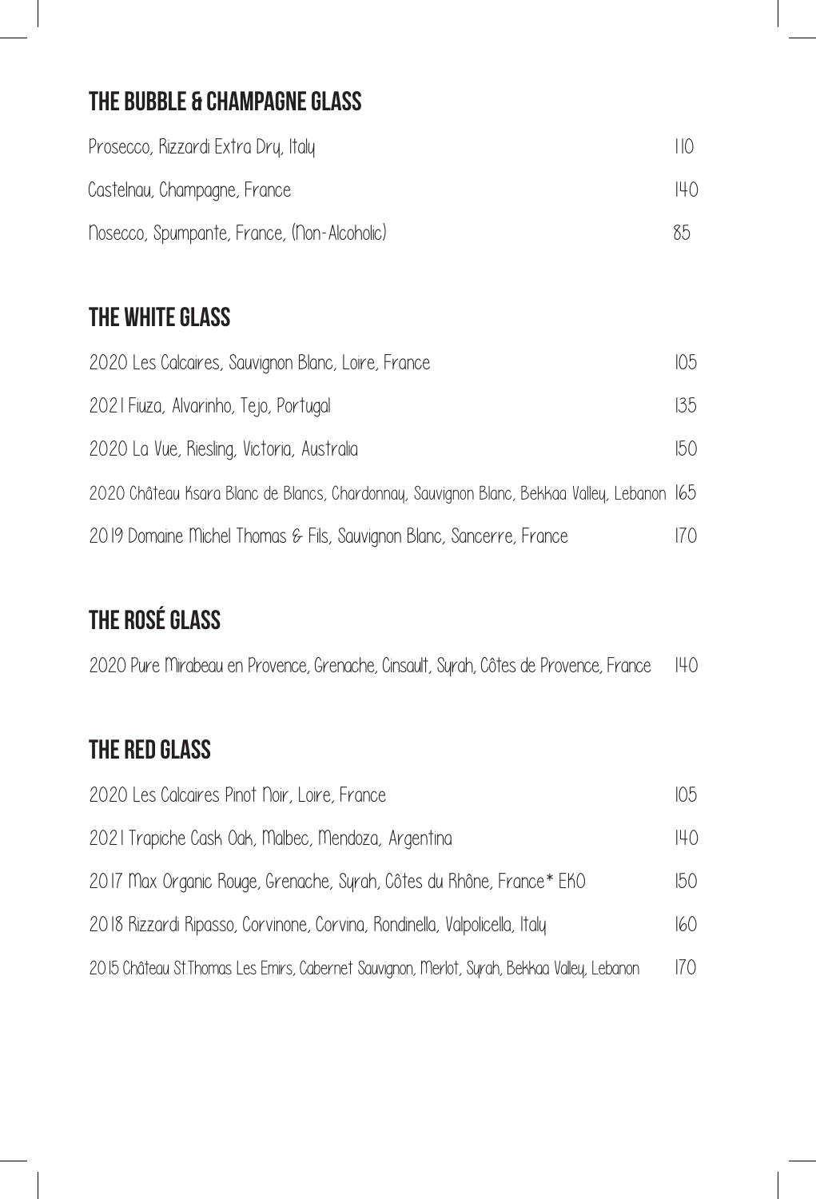## THE BUBBLE & CHAMPAGNE GLASS

| | |
|---|---|
| Prosecco, Rizzardi Extra Dry, Italy | 110 |
| Castelnau, Champagne, France | 140 |
| Nosecco, Spumpante, France, (Non-Alcoholic) | 85 |

## THE WHITE GLASS

| | |
|---|---|
| 2020 Les Calcaires, Sauvignon Blanc, Loire, France | 105 |
| 2021 Fiuza, Alvarinho, Tejo, Portugal | 135 |
| 2020 La Vue, Riesling, Victoria, Australia | 150 |
| 2020 Château Ksara Blanc de Blancs, Chardonnay, Sauvignon Blanc, Bekkaa Valley, Lebanon | 165 |
| 2019 Domaine Michel Thomas & Fils, Sauvignon Blanc, Sancerre, France | 170 |

## THE ROSÉ GLASS

| | |
|---|---|
| 2020 Pure Mirabeau en Provence, Grenache, Cinsault, Syrah, Côtes de Provence, France | 140 |

## THE RED GLASS

| | |
|---|---|
| 2020 Les Calcaires Pinot Noir, Loire, France | 105 |
| 2021 Trapiche Cask Oak, Malbec, Mendoza, Argentina | 140 |
| 2017 Max Organic Rouge, Grenache, Syrah, Côtes du Rhône, France* EKO | 150 |
| 2018 Rizzardi Ripasso, Corvinone, Corvina, Rondinella, Valpolicella, Italy | 160 |
| 2015 Château St.Thomas Les Emirs, Cabernet Sauvignon, Merlot, Syrah, Bekkaa Valley, Lebanon | 170 |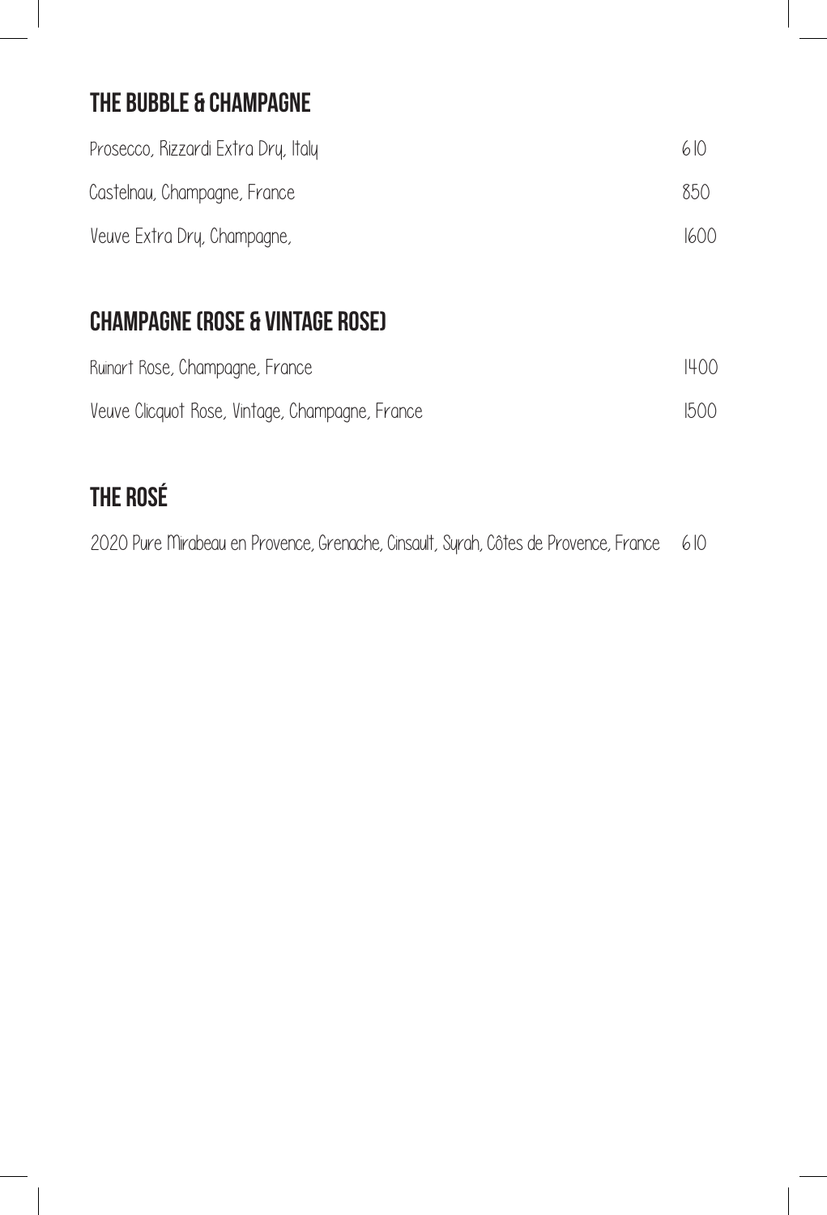## THE BUBBLE & CHAMPAGNE

| | |
|---|---|
| Prosecco, Rizzardi Extra Dry, Italy | 610 |
| Castelnau, Champagne, France | 850 |
| Veuve Extra Dry, Champagne, | 1600 |

## CHAMPAGNE (ROSE & VINTAGE ROSE)

| | |
|---|---|
| Ruinart Rose, Champagne, France | 1400 |
| Veuve Clicquot Rose, Vintage, Champagne, France | 1500 |

## THE ROSÉ

| | |
|---|---|
| 2020 Pure Mirabeau en Provence, Grenache, Cinsault, Syrah, Côtes de Provence, France | 610 |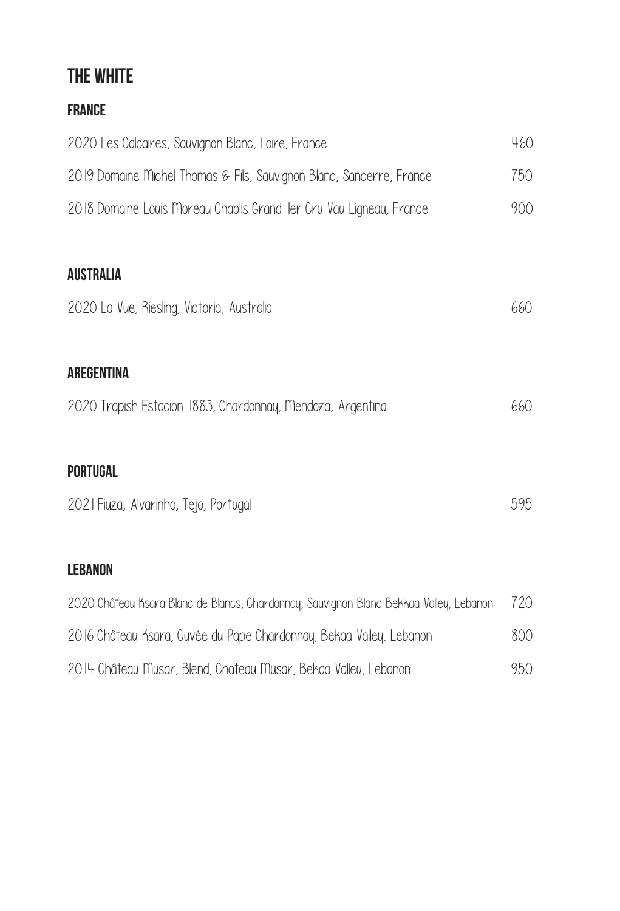# THE WHITE

## FRANCE

| | |
|---|---|
| 2020 Les Calcaires, Sauvignon Blanc, Loire, France | 460 |
| 2019 Domaine Michel Thomas & Fils, Sauvignon Blanc, Sancerre, France | 750 |
| 2018 Domaine Louis Moreau Chablis Grand 1er Cru Vau Ligneau, France | 900 |

## AUSTRALIA

| | |
|---|---|
| 2020 La Vue, Riesling, Victoria, Australia | 660 |

## AREGENTINA

| | |
|---|---|
| 2020 Trapish Estacion 1883, Chardonnay, Mendoza, Argentina | 660 |

## PORTUGAL

| | |
|---|---|
| 2021 Fiuza, Alvarinho, Tejo, Portugal | 595 |

## LEBANON

| | |
|---|---|
| 2020 Château Ksara Blanc de Blancs, Chardonnay, Sauvignon Blanc Bekkaa Valley, Lebanon | 720 |
| 2016 Château Ksara, Cuvée du Pape Chardonnay, Bekaa Valley, Lebanon | 800 |
| 2014 Château Musar, Blend, Chateau Musar, Bekaa Valley, Lebanon | 950 |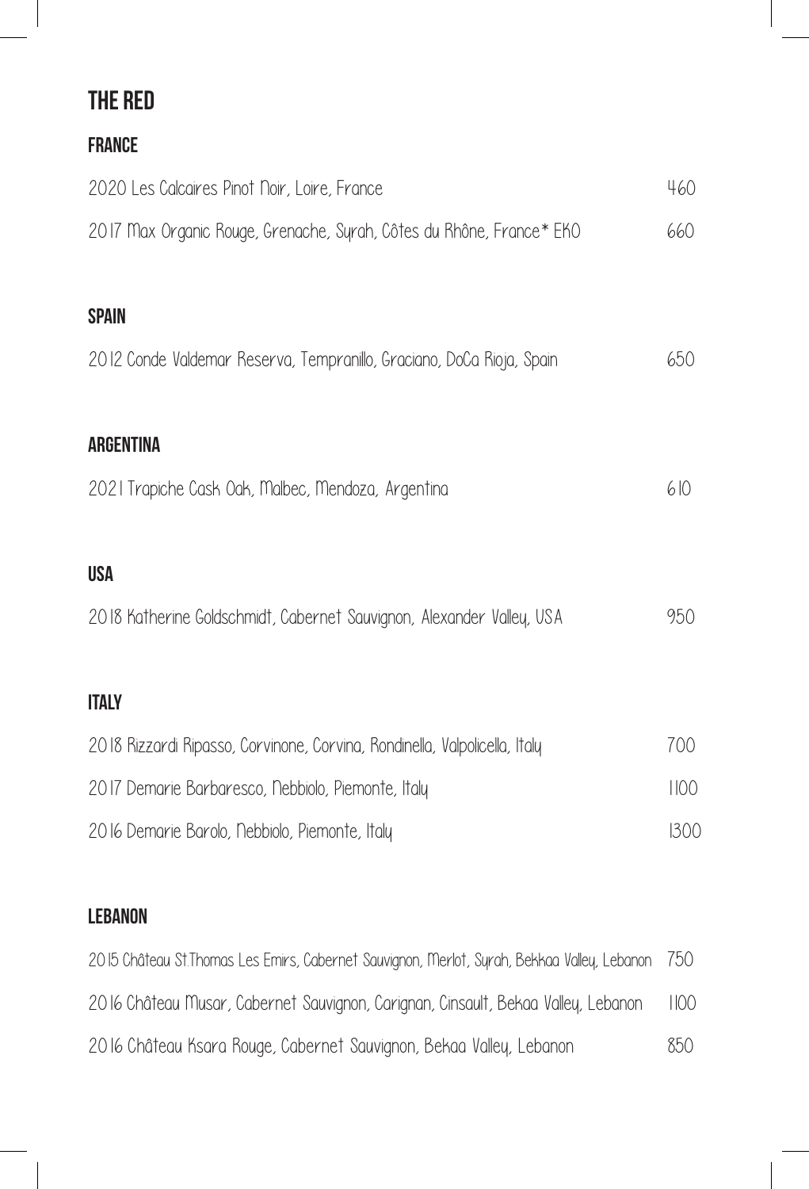# THE RED

## FRANCE

| | |
|---|---|
| 2020 Les Calcaires Pinot Noir, Loire, France | 460 |
| 2017 Max Organic Rouge, Grenache, Syrah, Côtes du Rhône, France* EKO | 660 |

## SPAIN

| | |
|---|---|
| 2012 Conde Valdemar Reserva, Tempranillo, Graciano, DoCa Rioja, Spain | 650 |

## ARGENTINA

| | |
|---|---|
| 2021 Trapiche Cask Oak, Malbec, Mendoza, Argentina | 610 |

## USA

| | |
|---|---|
| 2018 Katherine Goldschmidt, Cabernet Sauvignon, Alexander Valley, USA | 950 |

## ITALY

| | |
|---|---|
| 2018 Rizzardi Ripasso, Corvinone, Corvina, Rondinella, Valpolicella, Italy | 700 |
| 2017 Demarie Barbaresco, Nebbiolo, Piemonte, Italy | 1100 |
| 2016 Demarie Barolo, Nebbiolo, Piemonte, Italy | 1300 |

## LEBANON

| | |
|---|---|
| 2015 Château St.Thomas Les Emirs, Cabernet Sauvignon, Merlot, Syrah, Bekkaa Valley, Lebanon | 750 |
| 2016 Château Musar, Cabernet Sauvignon, Carignan, Cinsault, Bekaa Valley, Lebanon | 1100 |
| 2016 Château Ksara Rouge, Cabernet Sauvignon, Bekaa Valley, Lebanon | 850 |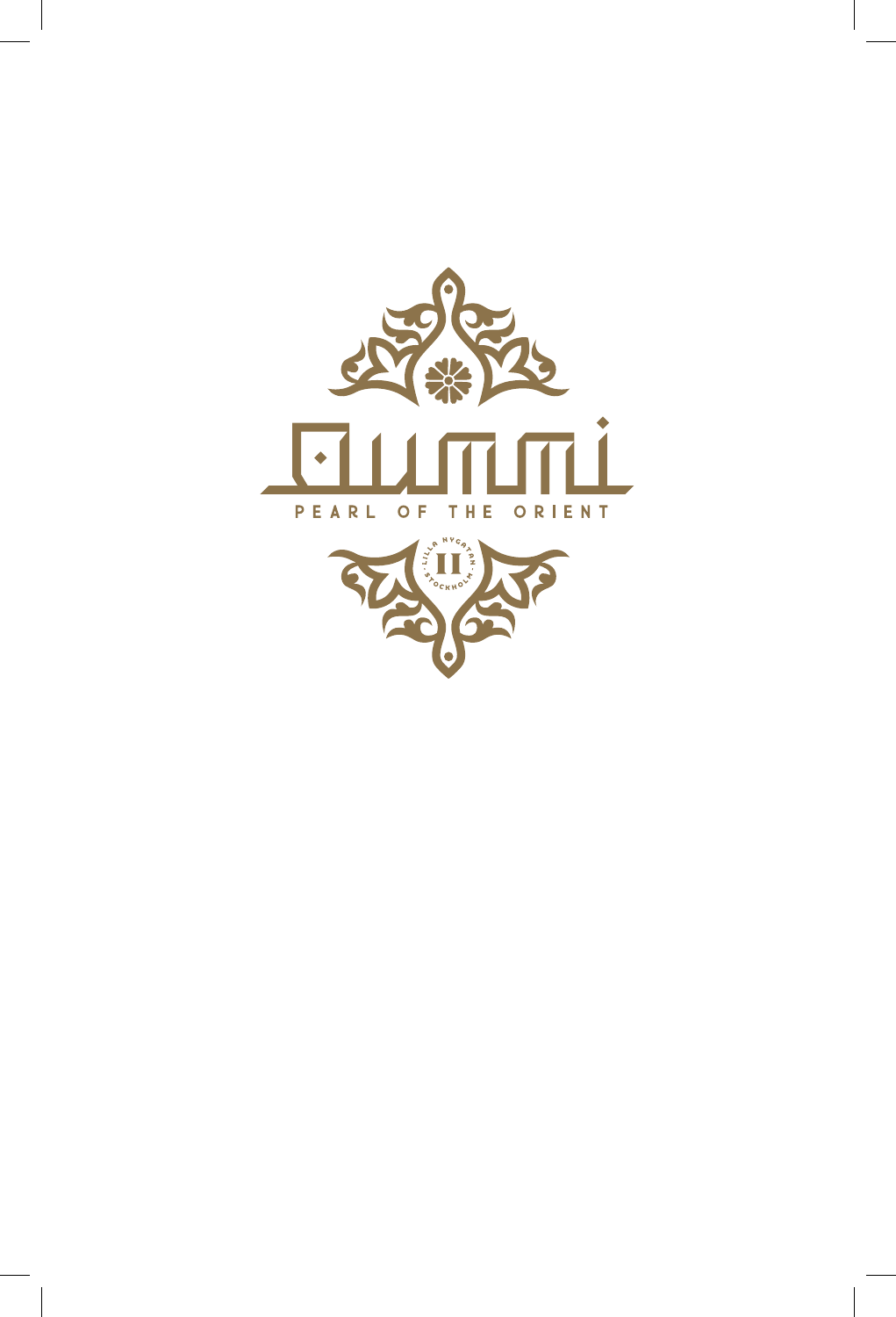PEARL OF THE ORIENT

LILLA NYGATAN II STOCKHOLM